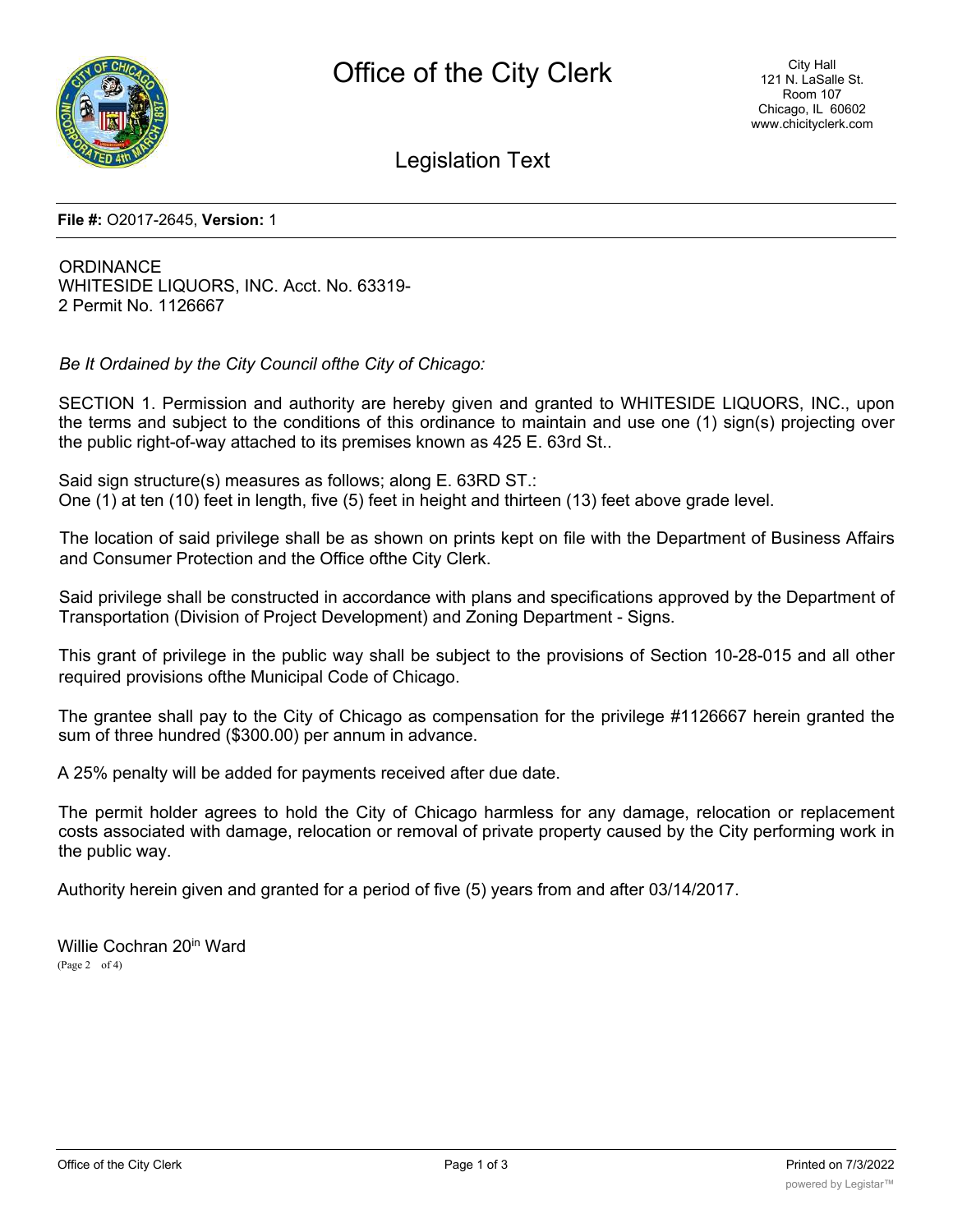# Office of the City Clerk

## Legislation Text

**File #:** O2017-2645, **Version:** 1

ORDINANCE
WHITESIDE LIQUORS, INC. Acct. No. 63319-2 Permit No. 1126667

*Be It Ordained by the City Council ofthe City of Chicago:*

SECTION 1. Permission and authority are hereby given and granted to WHITESIDE LIQUORS, INC., upon the terms and subject to the conditions of this ordinance to maintain and use one (1) sign(s) projecting over the public right-of-way attached to its premises known as 425 E. 63rd St..

Said sign structure(s) measures as follows; along E. 63RD ST.:
One (1) at ten (10) feet in length, five (5) feet in height and thirteen (13) feet above grade level.

The location of said privilege shall be as shown on prints kept on file with the Department of Business Affairs and Consumer Protection and the Office ofthe City Clerk.

Said privilege shall be constructed in accordance with plans and specifications approved by the Department of Transportation (Division of Project Development) and Zoning Department - Signs.

This grant of privilege in the public way shall be subject to the provisions of Section 10-28-015 and all other required provisions ofthe Municipal Code of Chicago.

The grantee shall pay to the City of Chicago as compensation for the privilege #1126667 herein granted the sum of three hundred ($300.00) per annum in advance.

A 25% penalty will be added for payments received after due date.

The permit holder agrees to hold the City of Chicago harmless for any damage, relocation or replacement costs associated with damage, relocation or removal of private property caused by the City performing work in the public way.

Authority herein given and granted for a period of five (5) years from and after 03/14/2017.

Willie Cochran 20in Ward
(Page 2 of 4)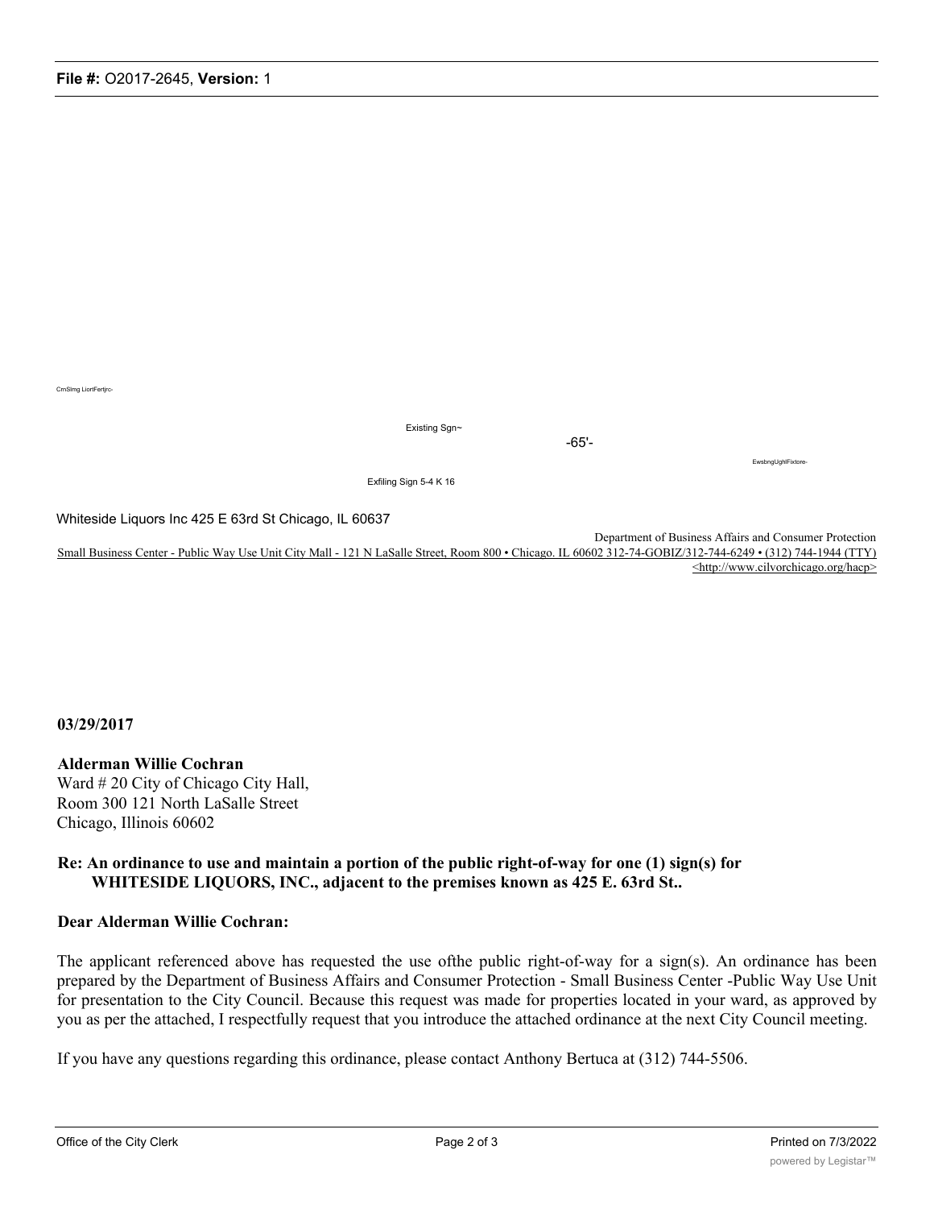**File #:** O2017-2645, **Version:** 1

CmSlmg LiortFertjrc-

Existing Sgn~

-65'-

EwsbngUghlFixtore-

Exfiling Sign 5-4 K 16

Whiteside Liquors Inc 425 E 63rd St Chicago, IL 60637

Department of Business Affairs and Consumer Protection
Small Business Center - Public Way Use Unit City Mall - 121 N LaSalle Street, Room 800 • Chicago. IL 60602 312-74-GOBIZ/312-744-6249 • (312) 744-1944 (TTY) <http://www.cilvorchicago.org/hacp>

**03/29/2017**

**Alderman Willie Cochran**
Ward # 20 City of Chicago City Hall,
Room 300 121 North LaSalle Street
Chicago, Illinois 60602

**Re: An ordinance to use and maintain a portion of the public right-of-way for one (1) sign(s) for WHITESIDE LIQUORS, INC., adjacent to the premises known as 425 E. 63rd St..**

**Dear Alderman Willie Cochran:**

The applicant referenced above has requested the use ofthe public right-of-way for a sign(s). An ordinance has been prepared by the Department of Business Affairs and Consumer Protection - Small Business Center -Public Way Use Unit for presentation to the City Council. Because this request was made for properties located in your ward, as approved by you as per the attached, I respectfully request that you introduce the attached ordinance at the next City Council meeting.

If you have any questions regarding this ordinance, please contact Anthony Bertuca at (312) 744-5506.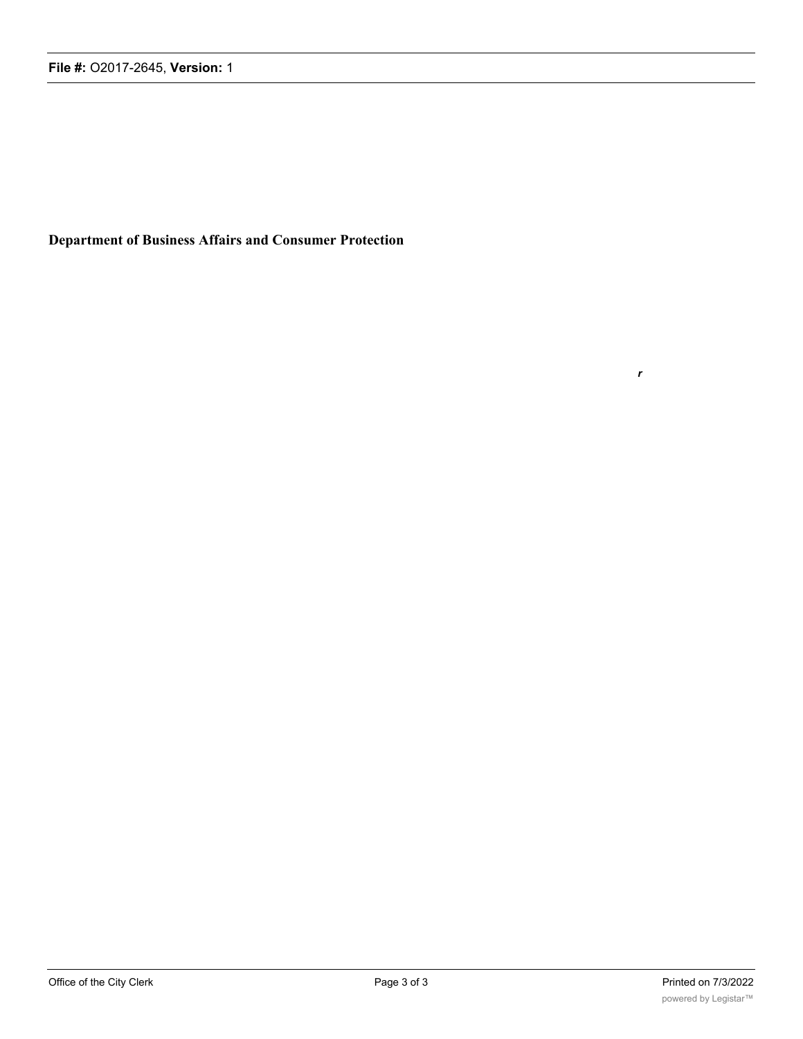**Department of Business Affairs and Consumer Protection**

*r*